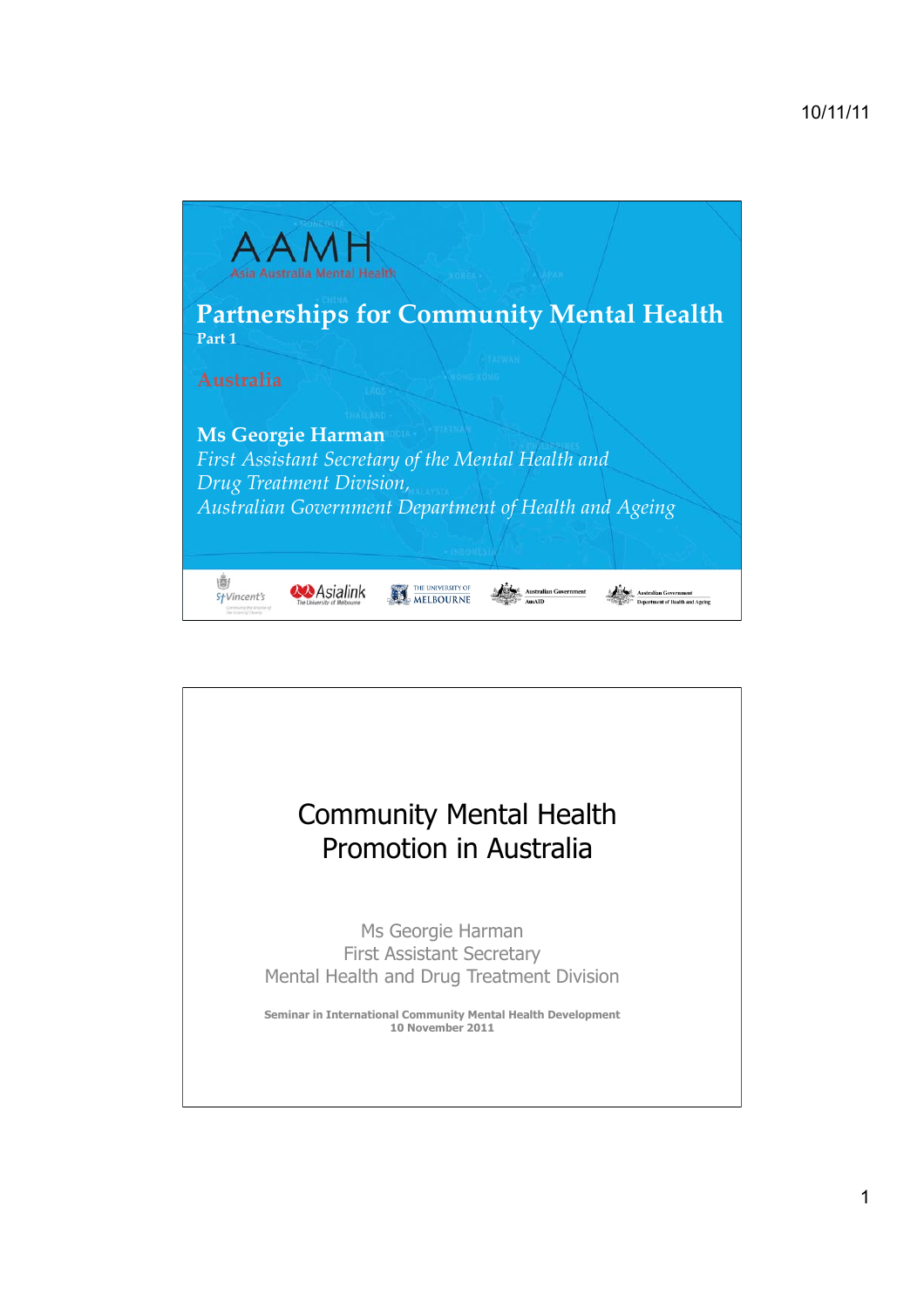# AAMH

Asia Australia Mental Health

## Partnerships for Community Mental Health

**Part 1**

Australia

**Ms Georgie Harman**

*First Assistant Secretary of the Mental Health and Drug Treatment Division,*
*Australian Government Department of Health and Ageing*

St Vincent's | Asialink The University of Melbourne | The University of Melbourne | Australian Government AusAID | Australian Government Department of Health and Ageing

---

## Community Mental Health Promotion in Australia

Ms Georgie Harman
First Assistant Secretary
Mental Health and Drug Treatment Division

**Seminar in International Community Mental Health Development**
**10 November 2011**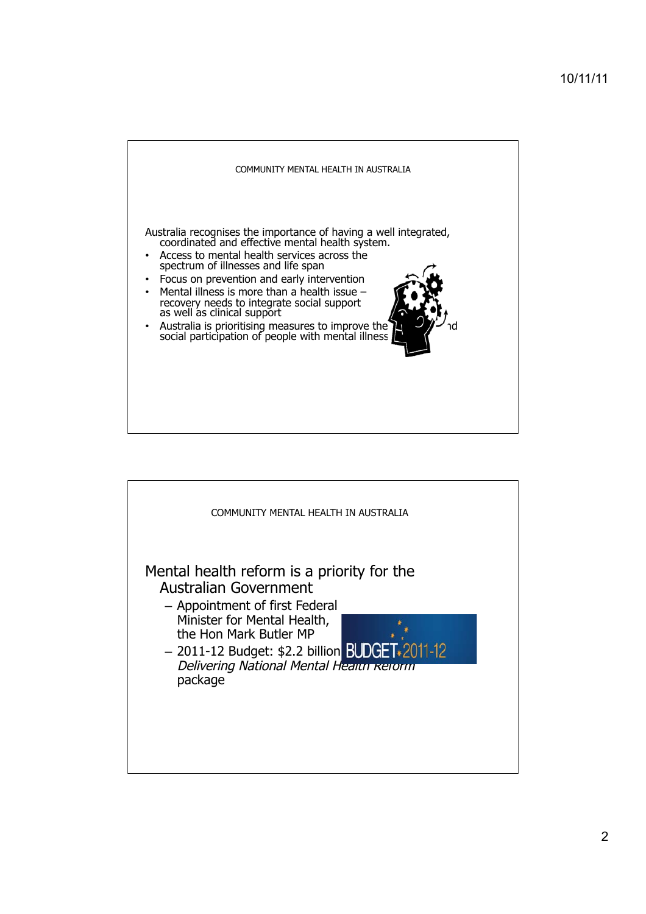## COMMUNITY MENTAL HEALTH IN AUSTRALIA

Australia recognises the importance of having a well integrated, coordinated and effective mental health system.

- Access to mental health services across the spectrum of illnesses and life span
- Focus on prevention and early intervention
- Mental illness is more than a health issue – recovery needs to integrate social support as well as clinical support
- Australia is prioritising measures to improve the economic and social participation of people with mental illness

## COMMUNITY MENTAL HEALTH IN AUSTRALIA

Mental health reform is a priority for the Australian Government

- Appointment of first Federal Minister for Mental Health, the Hon Mark Butler MP
- 2011-12 Budget: $2.2 billion *Delivering National Mental Health Reform* package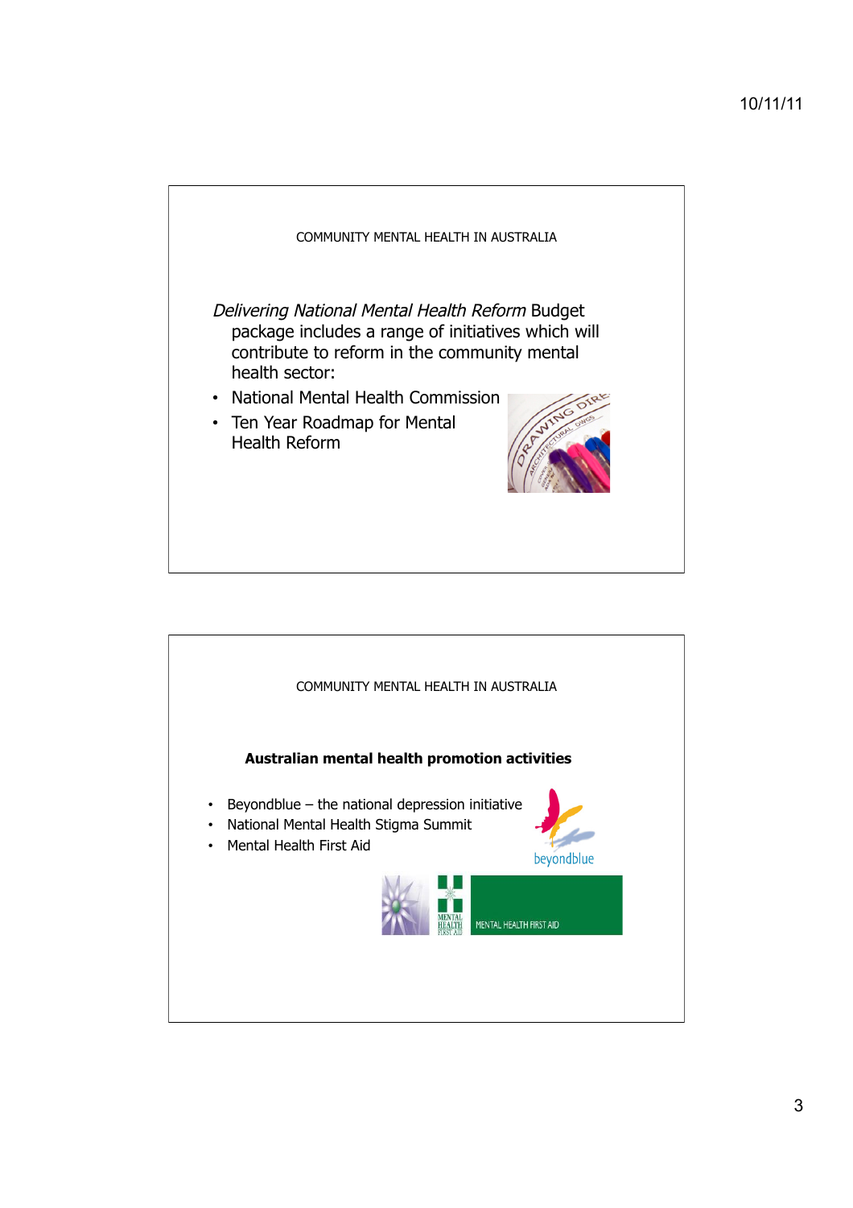## COMMUNITY MENTAL HEALTH IN AUSTRALIA

*Delivering National Mental Health Reform* Budget package includes a range of initiatives which will contribute to reform in the community mental health sector:

- National Mental Health Commission
- Ten Year Roadmap for Mental Health Reform

## COMMUNITY MENTAL HEALTH IN AUSTRALIA

**Australian mental health promotion activities**

- Beyondblue – the national depression initiative
- National Mental Health Stigma Summit
- Mental Health First Aid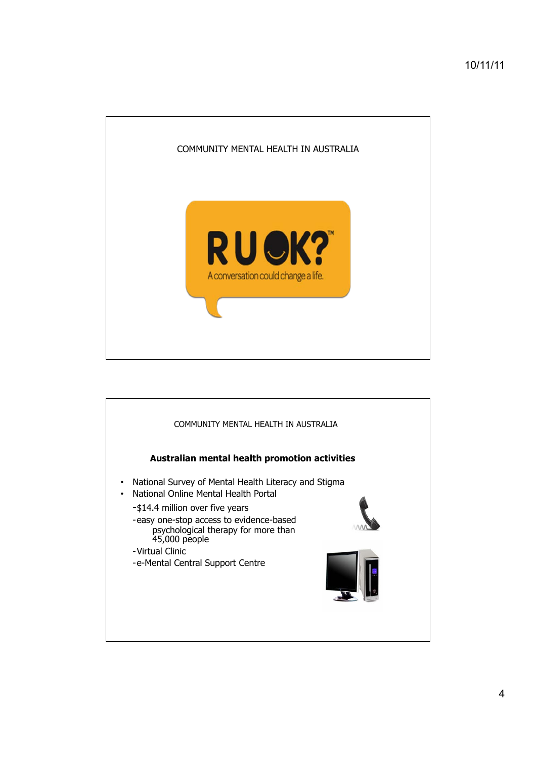COMMUNITY MENTAL HEALTH IN AUSTRALIA

RU OK?™

A conversation could change a life.

COMMUNITY MENTAL HEALTH IN AUSTRALIA

**Australian mental health promotion activities**

- National Survey of Mental Health Literacy and Stigma
- National Online Mental Health Portal
  - $14.4 million over five years
  - easy one-stop access to evidence-based psychological therapy for more than 45,000 people
  - Virtual Clinic
  - e-Mental Central Support Centre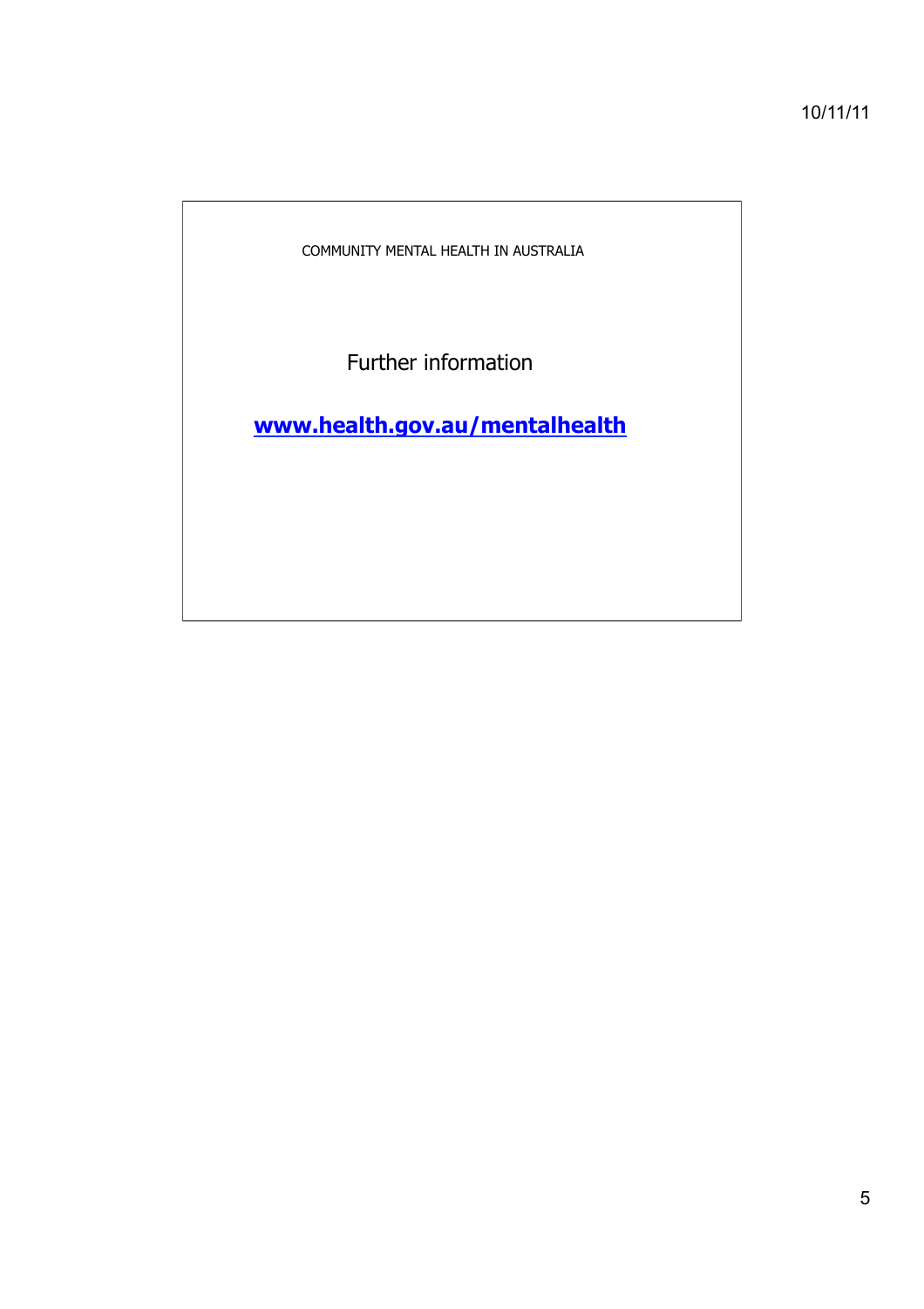COMMUNITY MENTAL HEALTH IN AUSTRALIA

Further information

**[www.health.gov.au/mentalhealth](http://www.health.gov.au/mentalhealth)**